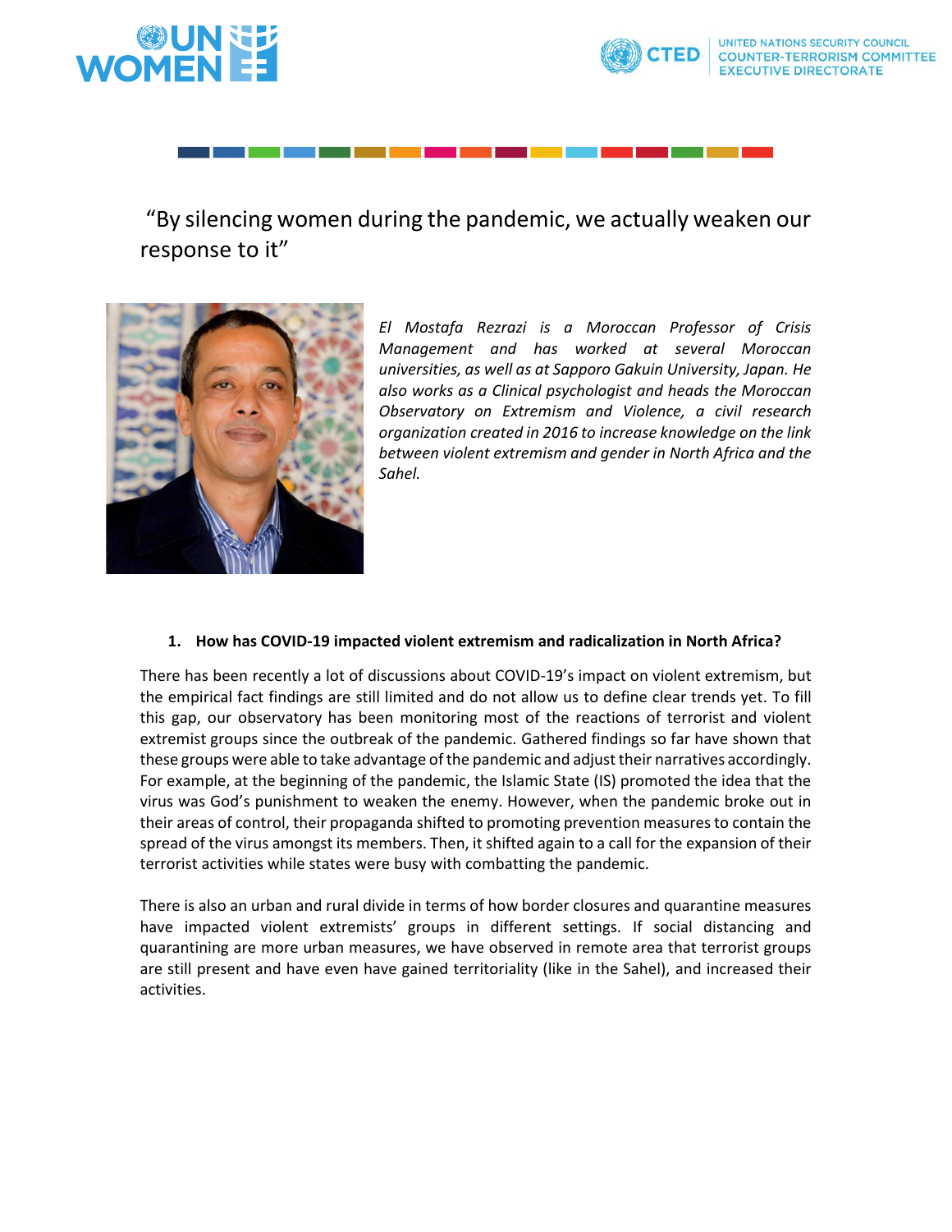UN WOMEN

CTED | UNITED NATIONS SECURITY COUNCIL COUNTER-TERRORISM COMMITTEE EXECUTIVE DIRECTORATE

# "By silencing women during the pandemic, we actually weaken our response to it"

*El Mostafa Rezrazi is a Moroccan Professor of Crisis Management and has worked at several Moroccan universities, as well as at Sapporo Gakuin University, Japan. He also works as a Clinical psychologist and heads the Moroccan Observatory on Extremism and Violence, a civil research organization created in 2016 to increase knowledge on the link between violent extremism and gender in North Africa and the Sahel.*

**1. How has COVID-19 impacted violent extremism and radicalization in North Africa?**

There has been recently a lot of discussions about COVID-19's impact on violent extremism, but the empirical fact findings are still limited and do not allow us to define clear trends yet. To fill this gap, our observatory has been monitoring most of the reactions of terrorist and violent extremist groups since the outbreak of the pandemic. Gathered findings so far have shown that these groups were able to take advantage of the pandemic and adjust their narratives accordingly. For example, at the beginning of the pandemic, the Islamic State (IS) promoted the idea that the virus was God's punishment to weaken the enemy. However, when the pandemic broke out in their areas of control, their propaganda shifted to promoting prevention measures to contain the spread of the virus amongst its members. Then, it shifted again to a call for the expansion of their terrorist activities while states were busy with combatting the pandemic.

There is also an urban and rural divide in terms of how border closures and quarantine measures have impacted violent extremists' groups in different settings. If social distancing and quarantining are more urban measures, we have observed in remote area that terrorist groups are still present and have even have gained territoriality (like in the Sahel), and increased their activities.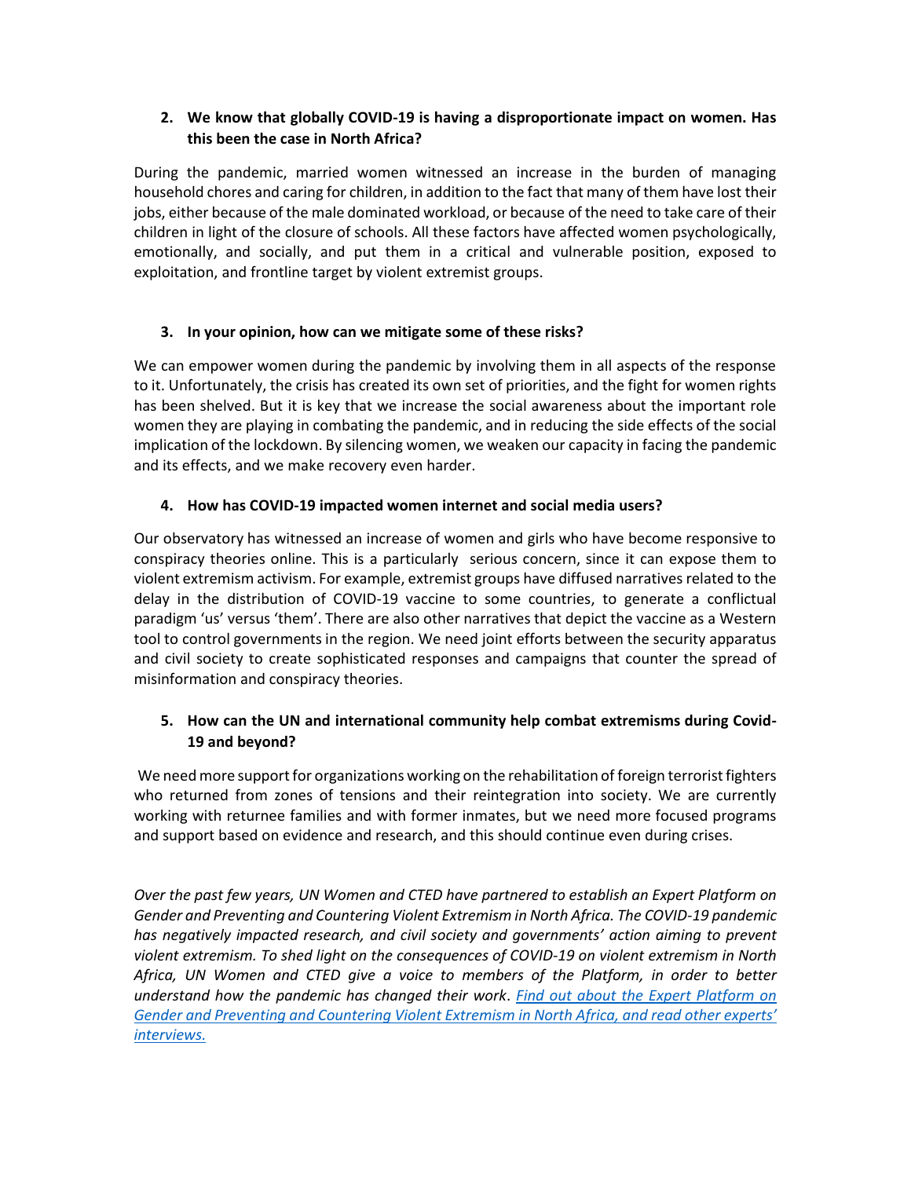2. **We know that globally COVID-19 is having a disproportionate impact on women. Has this been the case in North Africa?**

During the pandemic, married women witnessed an increase in the burden of managing household chores and caring for children, in addition to the fact that many of them have lost their jobs, either because of the male dominated workload, or because of the need to take care of their children in light of the closure of schools. All these factors have affected women psychologically, emotionally, and socially, and put them in a critical and vulnerable position, exposed to exploitation, and frontline target by violent extremist groups.

3. **In your opinion, how can we mitigate some of these risks?**

We can empower women during the pandemic by involving them in all aspects of the response to it. Unfortunately, the crisis has created its own set of priorities, and the fight for women rights has been shelved. But it is key that we increase the social awareness about the important role women they are playing in combating the pandemic, and in reducing the side effects of the social implication of the lockdown. By silencing women, we weaken our capacity in facing the pandemic and its effects, and we make recovery even harder.

4. **How has COVID-19 impacted women internet and social media users?**

Our observatory has witnessed an increase of women and girls who have become responsive to conspiracy theories online. This is a particularly serious concern, since it can expose them to violent extremism activism. For example, extremist groups have diffused narratives related to the delay in the distribution of COVID-19 vaccine to some countries, to generate a conflictual paradigm 'us' versus 'them'. There are also other narratives that depict the vaccine as a Western tool to control governments in the region. We need joint efforts between the security apparatus and civil society to create sophisticated responses and campaigns that counter the spread of misinformation and conspiracy theories.

5. **How can the UN and international community help combat extremisms during Covid-19 and beyond?**

We need more support for organizations working on the rehabilitation of foreign terrorist fighters who returned from zones of tensions and their reintegration into society. We are currently working with returnee families and with former inmates, but we need more focused programs and support based on evidence and research, and this should continue even during crises.

*Over the past few years, UN Women and CTED have partnered to establish an Expert Platform on Gender and Preventing and Countering Violent Extremism in North Africa. The COVID-19 pandemic has negatively impacted research, and civil society and governments' action aiming to prevent violent extremism. To shed light on the consequences of COVID-19 on violent extremism in North Africa, UN Women and CTED give a voice to members of the Platform, in order to better understand how the pandemic has changed their work. Find out about the Expert Platform on Gender and Preventing and Countering Violent Extremism in North Africa, and read other experts' interviews.*